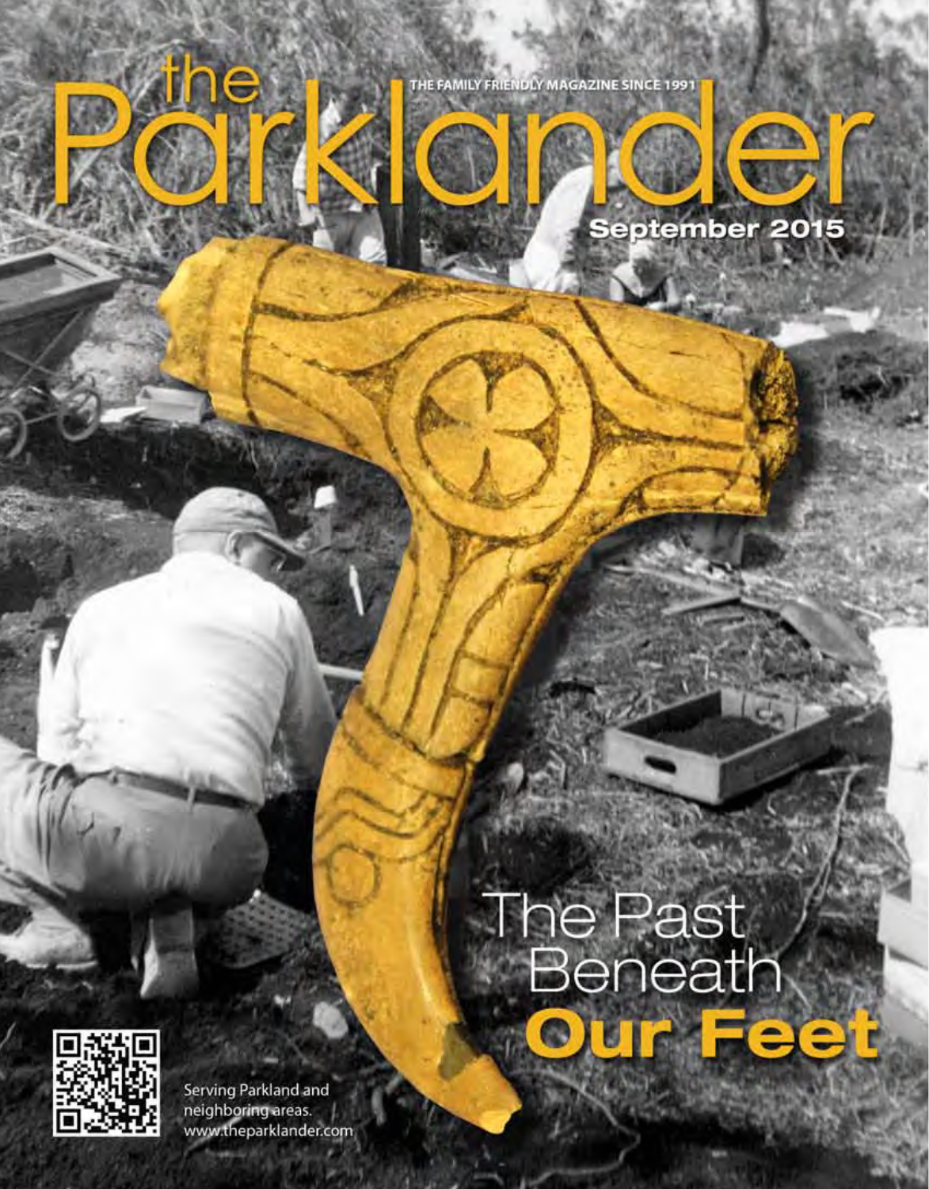# the Parklander

THE FAMILY FRIENDLY MAGAZINE SINCE 1991

September 2015

## The Past Beneath **Our Feet**

Serving Parkland and neighboring areas.
www.theparklander.com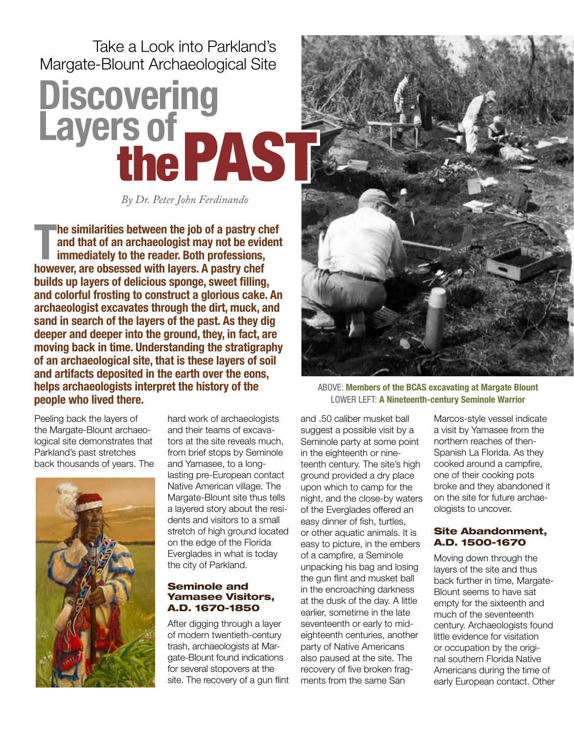Take a Look into Parkland's Margate-Blount Archaeological Site

# Discovering Layers of the PAST

*By Dr. Peter John Ferdinando*

**The similarities between the job of a pastry chef and that of an archaeologist may not be evident immediately to the reader. Both professions, however, are obsessed with layers. A pastry chef builds up layers of delicious sponge, sweet filling, and colorful frosting to construct a glorious cake. An archaeologist excavates through the dirt, muck, and sand in search of the layers of the past. As they dig deeper and deeper into the ground, they, in fact, are moving back in time. Understanding the stratigraphy of an archaeological site, that is these layers of soil and artifacts deposited in the earth over the eons, helps archaeologists interpret the history of the people who lived there.**

ABOVE: **Members of the BCAS excavating at Margate Blount**
LOWER LEFT: **A Nineteenth-century Seminole Warrior**

Peeling back the layers of the Margate-Blount archaeological site demonstrates that Parkland's past stretches back thousands of years. The hard work of archaeologists and their teams of excavators at the site reveals much, from brief stops by Seminole and Yamasee, to a long-lasting pre-European contact Native American village. The Margate-Blount site thus tells a layered story about the residents and visitors to a small stretch of high ground located on the edge of the Florida Everglades in what is today the city of Parkland.

## Seminole and Yamasee Visitors, A.D. 1670-1850

After digging through a layer of modern twentieth-century trash, archaeologists at Margate-Blount found indications for several stopovers at the site. The recovery of a gun flint and .50 caliber musket ball suggest a possible visit by a Seminole party at some point in the eighteenth or nineteenth century. The site's high ground provided a dry place upon which to camp for the night, and the close-by waters of the Everglades offered an easy dinner of fish, turtles, or other aquatic animals. It is easy to picture, in the embers of a campfire, a Seminole unpacking his bag and losing the gun flint and musket ball in the encroaching darkness at the dusk of the day. A little earlier, sometime in the late seventeenth or early to mid-eighteenth centuries, another party of Native Americans also paused at the site. The recovery of five broken fragments from the same San Marcos-style vessel indicate a visit by Yamasee from the northern reaches of then-Spanish La Florida. As they cooked around a campfire, one of their cooking pots broke and they abandoned it on the site for future archaeologists to uncover.

## Site Abandonment, A.D. 1500-1670

Moving down through the layers of the site and thus back further in time, Margate-Blount seems to have sat empty for the sixteenth and much of the seventeenth century. Archaeologists found little evidence for visitation or occupation by the original southern Florida Native Americans during the time of early European contact. Other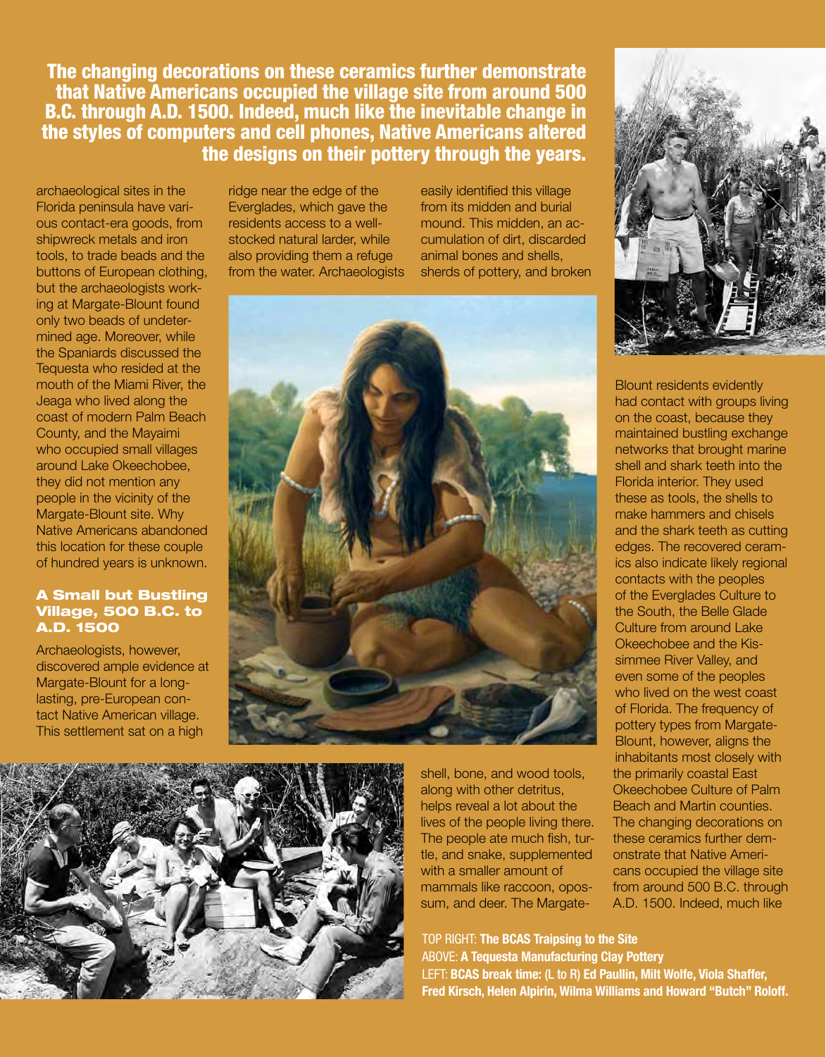**The changing decorations on these ceramics further demonstrate that Native Americans occupied the village site from around 500 B.C. through A.D. 1500. Indeed, much like the inevitable change in the styles of computers and cell phones, Native Americans altered the designs on their pottery through the years.**

archaeological sites in the Florida peninsula have various contact-era goods, from shipwreck metals and iron tools, to trade beads and the buttons of European clothing, but the archaeologists working at Margate-Blount found only two beads of undetermined age. Moreover, while the Spaniards discussed the Tequesta who resided at the mouth of the Miami River, the Jeaga who lived along the coast of modern Palm Beach County, and the Mayaimi who occupied small villages around Lake Okeechobee, they did not mention any people in the vicinity of the Margate-Blount site. Why Native Americans abandoned this location for these couple of hundred years is unknown.

### A Small but Bustling Village, 500 B.C. to A.D. 1500

Archaeologists, however, discovered ample evidence at Margate-Blount for a long-lasting, pre-European contact Native American village. This settlement sat on a high ridge near the edge of the Everglades, which gave the residents access to a well-stocked natural larder, while also providing them a refuge from the water. Archaeologists easily identified this village from its midden and burial mound. This midden, an accumulation of dirt, discarded animal bones and shells, sherds of pottery, and broken shell, bone, and wood tools, along with other detritus, helps reveal a lot about the lives of the people living there. The people ate much fish, turtle, and snake, supplemented with a smaller amount of mammals like raccoon, opossum, and deer. The Margate-Blount residents evidently had contact with groups living on the coast, because they maintained bustling exchange networks that brought marine shell and shark teeth into the Florida interior. They used these as tools, the shells to make hammers and chisels and the shark teeth as cutting edges. The recovered ceramics also indicate likely regional contacts with the peoples of the Everglades Culture to the South, the Belle Glade Culture from around Lake Okeechobee and the Kissimmee River Valley, and even some of the peoples who lived on the west coast of Florida. The frequency of pottery types from Margate-Blount, however, aligns the inhabitants most closely with the primarily coastal East Okeechobee Culture of Palm Beach and Martin counties. The changing decorations on these ceramics further demonstrate that Native Americans occupied the village site from around 500 B.C. through A.D. 1500. Indeed, much like

TOP RIGHT: **The BCAS Traipsing to the Site**
ABOVE: **A Tequesta Manufacturing Clay Pottery**
LEFT: **BCAS break time:** (L to R) **Ed Paullin, Milt Wolfe, Viola Shaffer, Fred Kirsch, Helen Alpirin, Wilma Williams and Howard "Butch" Roloff.**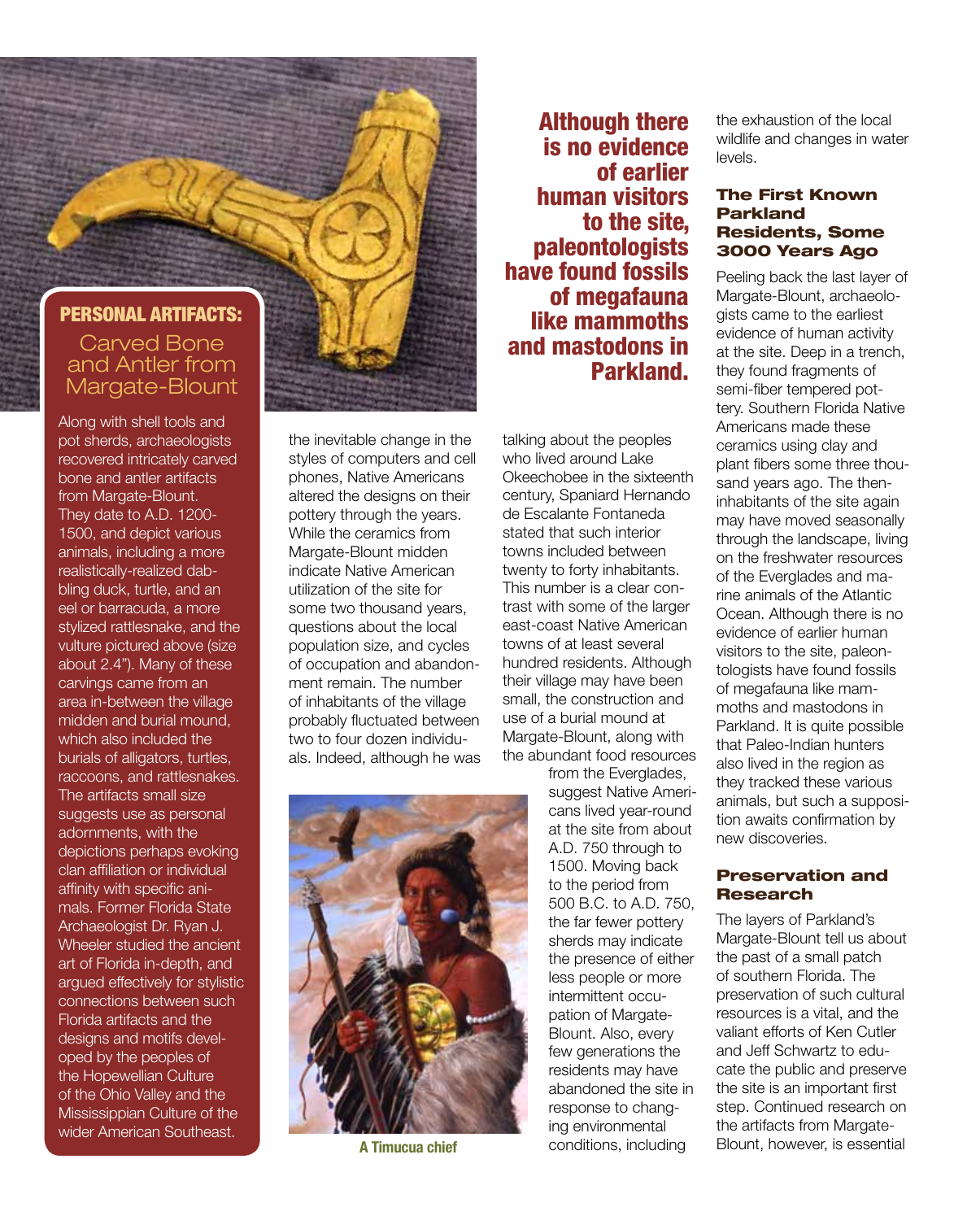## PERSONAL ARTIFACTS: Carved Bone and Antler from Margate-Blount

Along with shell tools and pot sherds, archaeologists recovered intricately carved bone and antler artifacts from Margate-Blount. They date to A.D. 1200-1500, and depict various animals, including a more realistically-realized dabbling duck, turtle, and an eel or barracuda, a more stylized rattlesnake, and the vulture pictured above (size about 2.4"). Many of these carvings came from an area in-between the village midden and burial mound, which also included the burials of alligators, turtles, raccoons, and rattlesnakes. The artifacts small size suggests use as personal adornments, with the depictions perhaps evoking clan affiliation or individual affinity with specific animals. Former Florida State Archaeologist Dr. Ryan J. Wheeler studied the ancient art of Florida in-depth, and argued effectively for stylistic connections between such Florida artifacts and the designs and motifs developed by the peoples of the Hopewellian Culture of the Ohio Valley and the Mississippian Culture of the wider American Southeast.

the inevitable change in the styles of computers and cell phones, Native Americans altered the designs on their pottery through the years. While the ceramics from Margate-Blount midden indicate Native American utilization of the site for some two thousand years, questions about the local population size, and cycles of occupation and abandonment remain. The number of inhabitants of the village probably fluctuated between two to four dozen individuals. Indeed, although he was talking about the peoples who lived around Lake Okeechobee in the sixteenth century, Spaniard Hernando de Escalante Fontaneda stated that such interior towns included between twenty to forty inhabitants. This number is a clear contrast with some of the larger east-coast Native American towns of at least several hundred residents. Although their village may have been small, the construction and use of a burial mound at Margate-Blount, along with the abundant food resources from the Everglades, suggest Native Americans lived year-round at the site from about A.D. 750 through to 1500. Moving back to the period from 500 B.C. to A.D. 750, the far fewer pottery sherds may indicate the presence of either less people or more intermittent occupation of Margate-Blount. Also, every few generations the residents may have abandoned the site in response to changing environmental conditions, including the exhaustion of the local wildlife and changes in water levels.

A Timucua chief

**Although there is no evidence of earlier human visitors to the site, paleontologists have found fossils of megafauna like mammoths and mastodons in Parkland.**

### The First Known Parkland Residents, Some 3000 Years Ago

Peeling back the last layer of Margate-Blount, archaeologists came to the earliest evidence of human activity at the site. Deep in a trench, they found fragments of semi-fiber tempered pottery. Southern Florida Native Americans made these ceramics using clay and plant fibers some three thousand years ago. The then-inhabitants of the site again may have moved seasonally through the landscape, living on the freshwater resources of the Everglades and marine animals of the Atlantic Ocean. Although there is no evidence of earlier human visitors to the site, paleontologists have found fossils of megafauna like mammoths and mastodons in Parkland. It is quite possible that Paleo-Indian hunters also lived in the region as they tracked these various animals, but such a supposition awaits confirmation by new discoveries.

### Preservation and Research

The layers of Parkland's Margate-Blount tell us about the past of a small patch of southern Florida. The preservation of such cultural resources is a vital, and the valiant efforts of Ken Cutler and Jeff Schwartz to educate the public and preserve the site is an important first step. Continued research on the artifacts from Margate-Blount, however, is essential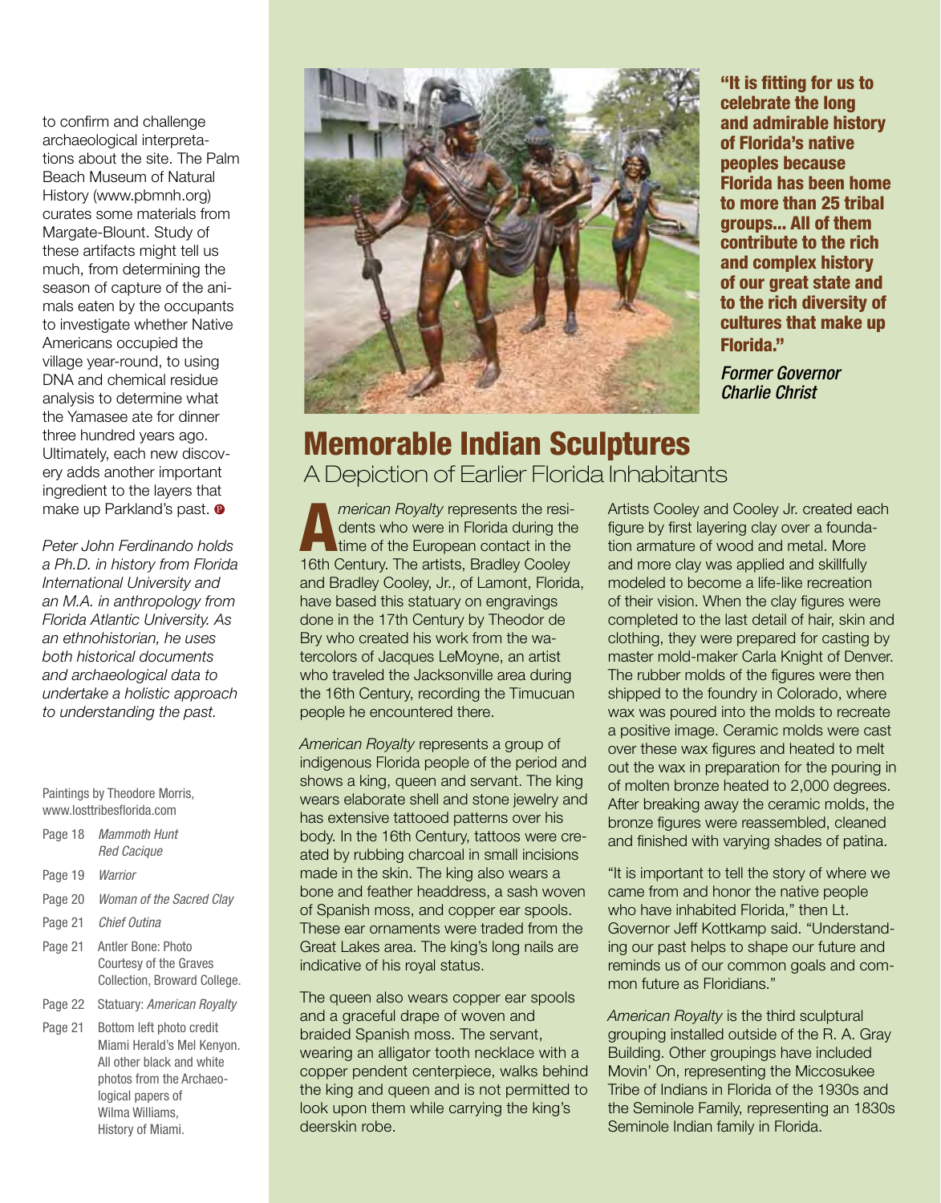to confirm and challenge archaeological interpretations about the site. The Palm Beach Museum of Natural History (www.pbmnh.org) curates some materials from Margate-Blount. Study of these artifacts might tell us much, from determining the season of capture of the animals eaten by the occupants to investigate whether Native Americans occupied the village year-round, to using DNA and chemical residue analysis to determine what the Yamasee ate for dinner three hundred years ago. Ultimately, each new discovery adds another important ingredient to the layers that make up Parkland's past.

*Peter John Ferdinando holds a Ph.D. in history from Florida International University and an M.A. in anthropology from Florida Atlantic University. As an ethnohistorian, he uses both historical documents and archaeological data to undertake a holistic approach to understanding the past.*

Paintings by Theodore Morris, www.losttribesflorida.com

- Page 18 *Mammoth Hunt* *Red Cacique*
- Page 19 *Warrior*
- Page 20 *Woman of the Sacred Clay*
- Page 21 *Chief Outina*
- Page 21 Antler Bone: Photo Courtesy of the Graves Collection, Broward College.
- Page 22 Statuary: *American Royalty*
- Page 21 Bottom left photo credit Miami Herald's Mel Kenyon. All other black and white photos from the Archaeological papers of Wilma Williams, History of Miami.

**"It is fitting for us to celebrate the long and admirable history of Florida's native peoples because Florida has been home to more than 25 tribal groups... All of them contribute to the rich and complex history of our great state and to the rich diversity of cultures that make up Florida."**

*Former Governor Charlie Christ*

# Memorable Indian Sculptures

## A Depiction of Earlier Florida Inhabitants

*American Royalty* represents the residents who were in Florida during the time of the European contact in the 16th Century. The artists, Bradley Cooley and Bradley Cooley, Jr., of Lamont, Florida, have based this statuary on engravings done in the 17th Century by Theodor de Bry who created his work from the watercolors of Jacques LeMoyne, an artist who traveled the Jacksonville area during the 16th Century, recording the Timucuan people he encountered there.

*American Royalty* represents a group of indigenous Florida people of the period and shows a king, queen and servant. The king wears elaborate shell and stone jewelry and has extensive tattooed patterns over his body. In the 16th Century, tattoos were created by rubbing charcoal in small incisions made in the skin. The king also wears a bone and feather headdress, a sash woven of Spanish moss, and copper ear spools. These ear ornaments were traded from the Great Lakes area. The king's long nails are indicative of his royal status.

The queen also wears copper ear spools and a graceful drape of woven and braided Spanish moss. The servant, wearing an alligator tooth necklace with a copper pendent centerpiece, walks behind the king and queen and is not permitted to look upon them while carrying the king's deerskin robe.

Artists Cooley and Cooley Jr. created each figure by first layering clay over a foundation armature of wood and metal. More and more clay was applied and skillfully modeled to become a life-like recreation of their vision. When the clay figures were completed to the last detail of hair, skin and clothing, they were prepared for casting by master mold-maker Carla Knight of Denver. The rubber molds of the figures were then shipped to the foundry in Colorado, where wax was poured into the molds to recreate a positive image. Ceramic molds were cast over these wax figures and heated to melt out the wax in preparation for the pouring in of molten bronze heated to 2,000 degrees. After breaking away the ceramic molds, the bronze figures were reassembled, cleaned and finished with varying shades of patina.

"It is important to tell the story of where we came from and honor the native people who have inhabited Florida," then Lt. Governor Jeff Kottkamp said. "Understanding our past helps to shape our future and reminds us of our common goals and common future as Floridians."

*American Royalty* is the third sculptural grouping installed outside of the R. A. Gray Building. Other groupings have included Movin' On, representing the Miccosukee Tribe of Indians in Florida of the 1930s and the Seminole Family, representing an 1830s Seminole Indian family in Florida.